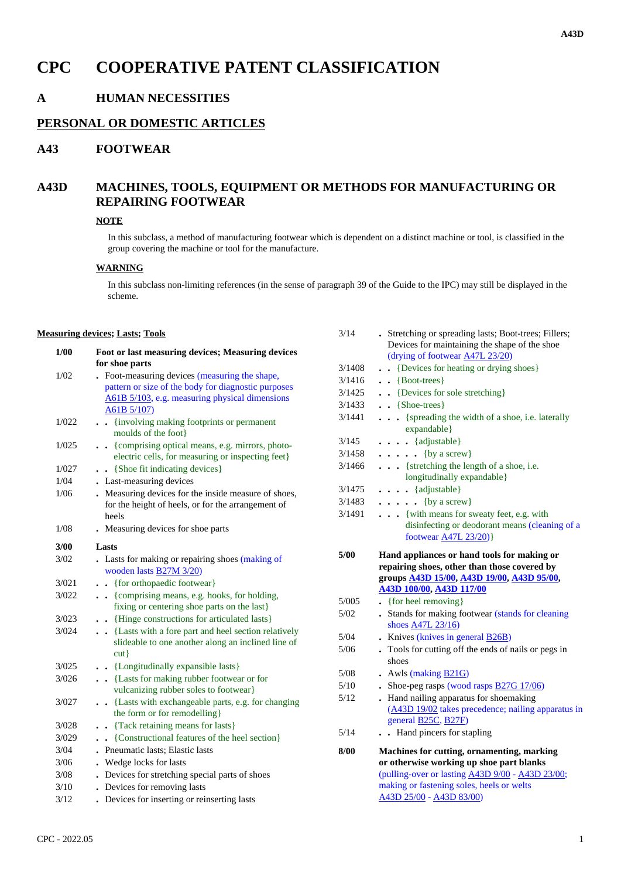# CPC COOPERATIVE PATENT CLASSIFICATION

## A HUMAN NECESSITIES

### PERSONAL OR DOMESTIC ARTICLES

### A43 FOOTWEAR

### A43D MACHINES, TOOLS, EQUIPMENT OR METHODS FOR MANUFACTURING OR REPAIRING FOOTWEAR

**NOTE**

In this subclass, a method of manufacturing footwear which is dependent on a distinct machine or tool, is classified in the group covering the machine or tool for the manufacture.

**WARNING**

In this subclass non-limiting references (in the sense of paragraph 39 of the Guide to the IPC) may still be displayed in the scheme.

**Measuring devices; Lasts; Tools**

| | |
|---|---|
| **1/00** | **Foot or last measuring devices; Measuring devices for shoe parts** |
| 1/02 | . Foot-measuring devices (measuring the shape, pattern or size of the body for diagnostic purposes A61B 5/103, e.g. measuring physical dimensions A61B 5/107) |
| 1/022 | . . {involving making footprints or permanent moulds of the foot} |
| 1/025 | . . {comprising optical means, e.g. mirrors, photo-electric cells, for measuring or inspecting feet} |
| 1/027 | . . {Shoe fit indicating devices} |
| 1/04 | . Last-measuring devices |
| 1/06 | . Measuring devices for the inside measure of shoes, for the height of heels, or for the arrangement of heels |
| 1/08 | . Measuring devices for shoe parts |
| **3/00** | **Lasts** |
| 3/02 | . Lasts for making or repairing shoes (making of wooden lasts B27M 3/20) |
| 3/021 | . . {for orthopaedic footwear} |
| 3/022 | . . {comprising means, e.g. hooks, for holding, fixing or centering shoe parts on the last} |
| 3/023 | . . {Hinge constructions for articulated lasts} |
| 3/024 | . . {Lasts with a fore part and heel section relatively slideable to one another along an inclined line of cut} |
| 3/025 | . . {Longitudinally expansible lasts} |
| 3/026 | . . {Lasts for making rubber footwear or for vulcanizing rubber soles to footwear} |
| 3/027 | . . {Lasts with exchangeable parts, e.g. for changing the form or for remodelling} |
| 3/028 | . . {Tack retaining means for lasts} |
| 3/029 | . . {Constructional features of the heel section} |
| 3/04 | . Pneumatic lasts; Elastic lasts |
| 3/06 | . Wedge locks for lasts |
| 3/08 | . Devices for stretching special parts of shoes |
| 3/10 | . Devices for removing lasts |
| 3/12 | . Devices for inserting or reinserting lasts |
| 3/14 | . Stretching or spreading lasts; Boot-trees; Fillers; Devices for maintaining the shape of the shoe (drying of footwear A47L 23/20) |
| 3/1408 | . . {Devices for heating or drying shoes} |
| 3/1416 | . . {Boot-trees} |
| 3/1425 | . . {Devices for sole stretching} |
| 3/1433 | . . {Shoe-trees} |
| 3/1441 | . . . {spreading the width of a shoe, i.e. laterally expandable} |
| 3/145 | . . . . {adjustable} |
| 3/1458 | . . . . . {by a screw} |
| 3/1466 | . . . {stretching the length of a shoe, i.e. longitudinally expandable} |
| 3/1475 | . . . . {adjustable} |
| 3/1483 | . . . . . {by a screw} |
| 3/1491 | . . . {with means for sweaty feet, e.g. with disinfecting or deodorant means (cleaning of a footwear A47L 23/20)} |
| **5/00** | **Hand appliances or hand tools for making or repairing shoes, other than those covered by groups A43D 15/00, A43D 19/00, A43D 95/00, A43D 100/00, A43D 117/00** |
| 5/005 | . {for heel removing} |
| 5/02 | . Stands for making footwear (stands for cleaning shoes A47L 23/16) |
| 5/04 | . Knives (knives in general B26B) |
| 5/06 | . Tools for cutting off the ends of nails or pegs in shoes |
| 5/08 | . Awls (making B21G) |
| 5/10 | . Shoe-peg rasps (wood rasps B27G 17/06) |
| 5/12 | . Hand nailing apparatus for shoemaking (A43D 19/02 takes precedence; nailing apparatus in general B25C, B27F) |
| 5/14 | . . Hand pincers for stapling |
| **8/00** | **Machines for cutting, ornamenting, marking or otherwise working up shoe part blanks** (pulling-over or lasting A43D 9/00 - A43D 23/00; making or fastening soles, heels or welts A43D 25/00 - A43D 83/00) |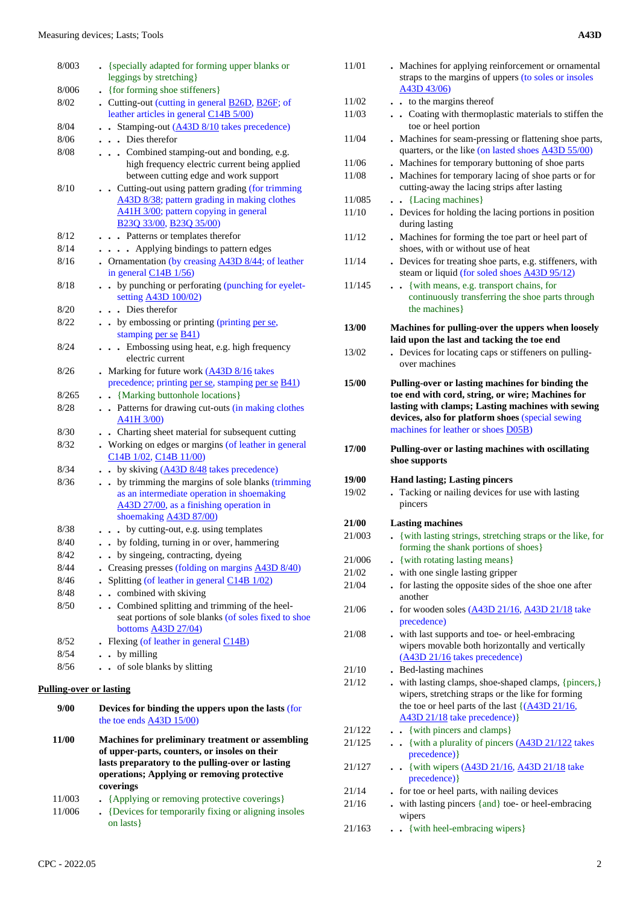| | |
|---|---|
| 8/003 | . {specially adapted for forming upper blanks or leggings by stretching} |
| 8/006 | . {for forming shoe stiffeners} |
| 8/02 | . Cutting-out (cutting in general B26D, B26F; of leather articles in general C14B 5/00) |
| 8/04 | . . Stamping-out (A43D 8/10 takes precedence) |
| 8/06 | . . . Dies therefor |
| 8/08 | . . . Combined stamping-out and bonding, e.g. high frequency electric current being applied between cutting edge and work support |
| 8/10 | . . Cutting-out using pattern grading (for trimming A43D 8/38; pattern grading in making clothes A41H 3/00; pattern copying in general B23Q 33/00, B23Q 35/00) |
| 8/12 | . . . Patterns or templates therefor |
| 8/14 | . . . . Applying bindings to pattern edges |
| 8/16 | . Ornamentation (by creasing A43D 8/44; of leather in general C14B 1/56) |
| 8/18 | . . by punching or perforating (punching for eyelet-setting A43D 100/02) |
| 8/20 | . . . Dies therefor |
| 8/22 | . . by embossing or printing (printing per se, stamping per se B41) |
| 8/24 | . . . Embossing using heat, e.g. high frequency electric current |
| 8/26 | . Marking for future work (A43D 8/16 takes precedence; printing per se, stamping per se B41) |
| 8/265 | . . {Marking buttonhole locations} |
| 8/28 | . . Patterns for drawing cut-outs (in making clothes A41H 3/00) |
| 8/30 | . . Charting sheet material for subsequent cutting |
| 8/32 | . Working on edges or margins (of leather in general C14B 1/02, C14B 11/00) |
| 8/34 | . . by skiving (A43D 8/48 takes precedence) |
| 8/36 | . . by trimming the margins of sole blanks (trimming as an intermediate operation in shoemaking A43D 27/00, as a finishing operation in shoemaking A43D 87/00) |
| 8/38 | . . . by cutting-out, e.g. using templates |
| 8/40 | . . by folding, turning in or over, hammering |
| 8/42 | . . by singeing, contracting, dyeing |
| 8/44 | . Creasing presses (folding on margins A43D 8/40) |
| 8/46 | . Splitting (of leather in general C14B 1/02) |
| 8/48 | . . combined with skiving |
| 8/50 | . . Combined splitting and trimming of the heel-seat portions of sole blanks (of soles fixed to shoe bottoms A43D 27/04) |
| 8/52 | . Flexing (of leather in general C14B) |
| 8/54 | . . by milling |
| 8/56 | . . of sole blanks by slitting |

**Pulling-over or lasting**

| | |
|---|---|
| **9/00** | **Devices for binding the uppers upon the lasts** (for the toe ends A43D 15/00) |
| **11/00** | **Machines for preliminary treatment or assembling of upper-parts, counters, or insoles on their lasts preparatory to the pulling-over or lasting operations; Applying or removing protective coverings** |
| 11/003 | . {Applying or removing protective coverings} |
| 11/006 | . {Devices for temporarily fixing or aligning insoles on lasts} |
| 11/01 | . Machines for applying reinforcement or ornamental straps to the margins of uppers (to soles or insoles A43D 43/06) |
| 11/02 | . . to the margins thereof |
| 11/03 | . . Coating with thermoplastic materials to stiffen the toe or heel portion |
| 11/04 | . Machines for seam-pressing or flattening shoe parts, quarters, or the like (on lasted shoes A43D 55/00) |
| 11/06 | . Machines for temporary buttoning of shoe parts |
| 11/08 | . Machines for temporary lacing of shoe parts or for cutting-away the lacing strips after lasting |
| 11/085 | . . {Lacing machines} |
| 11/10 | . Devices for holding the lacing portions in position during lasting |
| 11/12 | . Machines for forming the toe part or heel part of shoes, with or without use of heat |
| 11/14 | . Devices for treating shoe parts, e.g. stiffeners, with steam or liquid (for soled shoes A43D 95/12) |
| 11/145 | . . {with means, e.g. transport chains, for continuously transferring the shoe parts through the machines} |
| **13/00** | **Machines for pulling-over the uppers when loosely laid upon the last and tacking the toe end** |
| 13/02 | . Devices for locating caps or stiffeners on pulling-over machines |
| **15/00** | **Pulling-over or lasting machines for binding the toe end with cord, string, or wire; Machines for lasting with clamps; Lasting machines with sewing devices, also for platform shoes** (special sewing machines for leather or shoes D05B) |
| **17/00** | **Pulling-over or lasting machines with oscillating shoe supports** |
| **19/00** | **Hand lasting; Lasting pincers** |
| 19/02 | . Tacking or nailing devices for use with lasting pincers |
| **21/00** | **Lasting machines** |
| 21/003 | . {with lasting strings, stretching straps or the like, for forming the shank portions of shoes} |
| 21/006 | . {with rotating lasting means} |
| 21/02 | . with one single lasting gripper |
| 21/04 | . for lasting the opposite sides of the shoe one after another |
| 21/06 | . for wooden soles (A43D 21/16, A43D 21/18 take precedence) |
| 21/08 | . with last supports and toe- or heel-embracing wipers movable both horizontally and vertically (A43D 21/16 takes precedence) |
| 21/10 | . Bed-lasting machines |
| 21/12 | . with lasting clamps, shoe-shaped clamps, {pincers,} wipers, stretching straps or the like for forming the toe or heel parts of the last {(A43D 21/16, A43D 21/18 take precedence)} |
| 21/122 | . . {with pincers and clamps} |
| 21/125 | . . {with a plurality of pincers (A43D 21/122 takes precedence)} |
| 21/127 | . . {with wipers (A43D 21/16, A43D 21/18 take precedence)} |
| 21/14 | . for toe or heel parts, with nailing devices |
| 21/16 | . with lasting pincers {and} toe- or heel-embracing wipers |
| 21/163 | . . {with heel-embracing wipers} |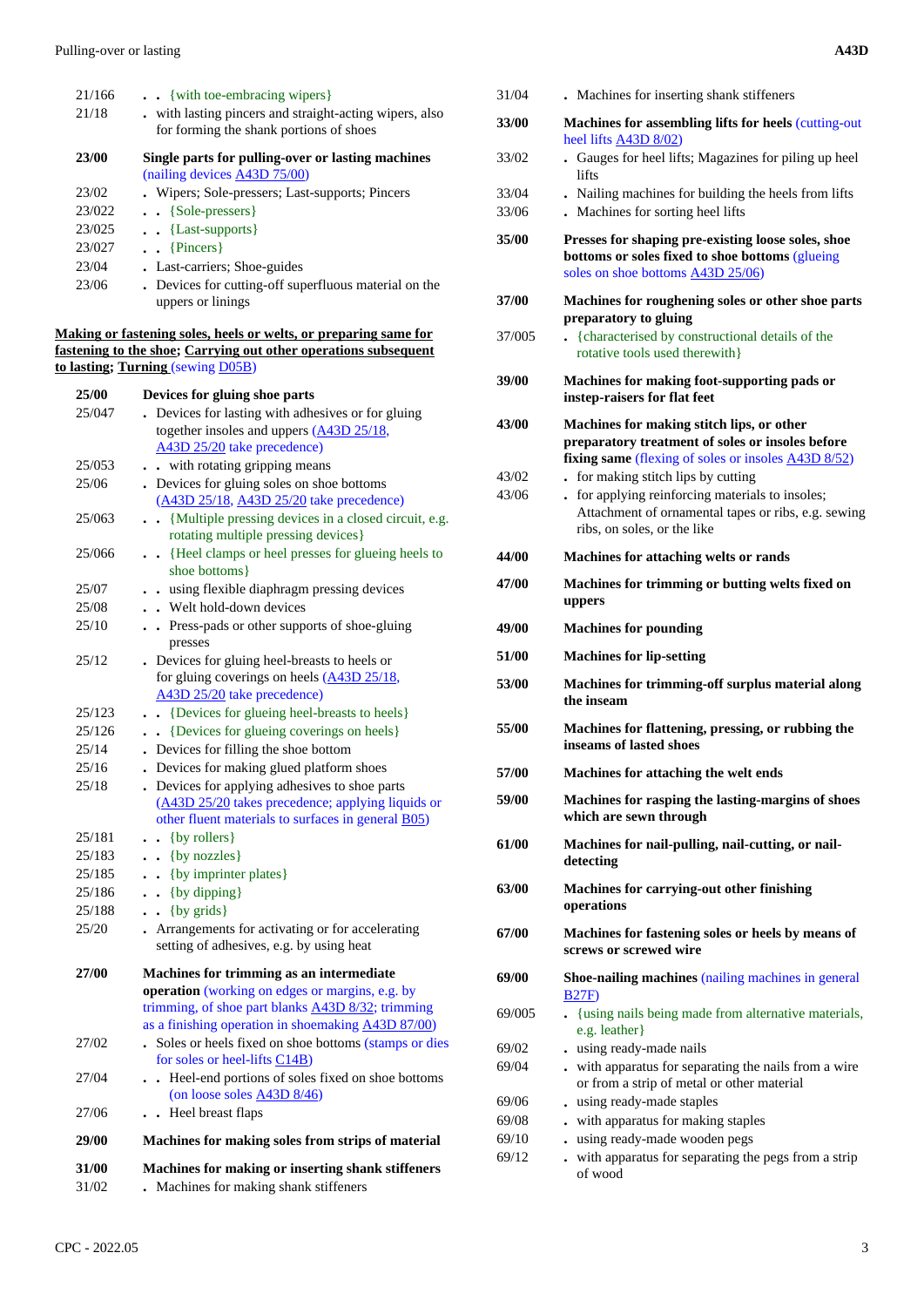| | |
|---|---|
| 21/166 | . . {with toe-embracing wipers} |
| 21/18 | . with lasting pincers and straight-acting wipers, also for forming the shank portions of shoes |
| **23/00** | **Single parts for pulling-over or lasting machines** (nailing devices A43D 75/00) |
| 23/02 | . Wipers; Sole-pressers; Last-supports; Pincers |
| 23/022 | . . {Sole-pressers} |
| 23/025 | . . {Last-supports} |
| 23/027 | . . {Pincers} |
| 23/04 | . Last-carriers; Shoe-guides |
| 23/06 | . Devices for cutting-off superfluous material on the uppers or linings |

**Making or fastening soles, heels or welts, or preparing same for fastening to the shoe; Carrying out other operations subsequent to lasting; Turning** (sewing D05B)

| | |
|---|---|
| **25/00** | **Devices for gluing shoe parts** |
| 25/047 | . Devices for lasting with adhesives or for gluing together insoles and uppers (A43D 25/18, A43D 25/20 take precedence) |
| 25/053 | . . with rotating gripping means |
| 25/06 | . Devices for gluing soles on shoe bottoms (A43D 25/18, A43D 25/20 take precedence) |
| 25/063 | . . {Multiple pressing devices in a closed circuit, e.g. rotating multiple pressing devices} |
| 25/066 | . . {Heel clamps or heel presses for glueing heels to shoe bottoms} |
| 25/07 | . . using flexible diaphragm pressing devices |
| 25/08 | . . Welt hold-down devices |
| 25/10 | . . Press-pads or other supports of shoe-gluing presses |
| 25/12 | . Devices for gluing heel-breasts to heels or for gluing coverings on heels (A43D 25/18, A43D 25/20 take precedence) |
| 25/123 | . . {Devices for glueing heel-breasts to heels} |
| 25/126 | . . {Devices for glueing coverings on heels} |
| 25/14 | . Devices for filling the shoe bottom |
| 25/16 | . Devices for making glued platform shoes |
| 25/18 | . Devices for applying adhesives to shoe parts (A43D 25/20 takes precedence; applying liquids or other fluent materials to surfaces in general B05) |
| 25/181 | . . {by rollers} |
| 25/183 | . . {by nozzles} |
| 25/185 | . . {by imprinter plates} |
| 25/186 | . . {by dipping} |
| 25/188 | . . {by grids} |
| 25/20 | . Arrangements for activating or for accelerating setting of adhesives, e.g. by using heat |
| **27/00** | **Machines for trimming as an intermediate operation** (working on edges or margins, e.g. by trimming, of shoe part blanks A43D 8/32; trimming as a finishing operation in shoemaking A43D 87/00) |
| 27/02 | . Soles or heels fixed on shoe bottoms (stamps or dies for soles or heel-lifts C14B) |
| 27/04 | . . Heel-end portions of soles fixed on shoe bottoms (on loose soles A43D 8/46) |
| 27/06 | . . Heel breast flaps |
| **29/00** | **Machines for making soles from strips of material** |
| **31/00** | **Machines for making or inserting shank stiffeners** |
| 31/02 | . Machines for making shank stiffeners |
| 31/04 | . Machines for inserting shank stiffeners |
| **33/00** | **Machines for assembling lifts for heels** (cutting-out heel lifts A43D 8/02) |
| 33/02 | . Gauges for heel lifts; Magazines for piling up heel lifts |
| 33/04 | . Nailing machines for building the heels from lifts |
| 33/06 | . Machines for sorting heel lifts |
| **35/00** | **Presses for shaping pre-existing loose soles, shoe bottoms or soles fixed to shoe bottoms** (glueing soles on shoe bottoms A43D 25/06) |
| **37/00** | **Machines for roughening soles or other shoe parts preparatory to gluing** |
| 37/005 | . {characterised by constructional details of the rotative tools used therewith} |
| **39/00** | **Machines for making foot-supporting pads or instep-raisers for flat feet** |
| **43/00** | **Machines for making stitch lips, or other preparatory treatment of soles or insoles before fixing same** (flexing of soles or insoles A43D 8/52) |
| 43/02 | . for making stitch lips by cutting |
| 43/06 | . for applying reinforcing materials to insoles; Attachment of ornamental tapes or ribs, e.g. sewing ribs, on soles, or the like |
| **44/00** | **Machines for attaching welts or rands** |
| **47/00** | **Machines for trimming or butting welts fixed on uppers** |
| **49/00** | **Machines for pounding** |
| **51/00** | **Machines for lip-setting** |
| **53/00** | **Machines for trimming-off surplus material along the inseam** |
| **55/00** | **Machines for flattening, pressing, or rubbing the inseams of lasted shoes** |
| **57/00** | **Machines for attaching the welt ends** |
| **59/00** | **Machines for rasping the lasting-margins of shoes which are sewn through** |
| **61/00** | **Machines for nail-pulling, nail-cutting, or nail-detecting** |
| **63/00** | **Machines for carrying-out other finishing operations** |
| **67/00** | **Machines for fastening soles or heels by means of screws or screwed wire** |
| **69/00** | **Shoe-nailing machines** (nailing machines in general B27F) |
| 69/005 | . {using nails being made from alternative materials, e.g. leather} |
| 69/02 | . using ready-made nails |
| 69/04 | . with apparatus for separating the nails from a wire or from a strip of metal or other material |
| 69/06 | . using ready-made staples |
| 69/08 | . with apparatus for making staples |
| 69/10 | . using ready-made wooden pegs |
| 69/12 | . with apparatus for separating the pegs from a strip of wood |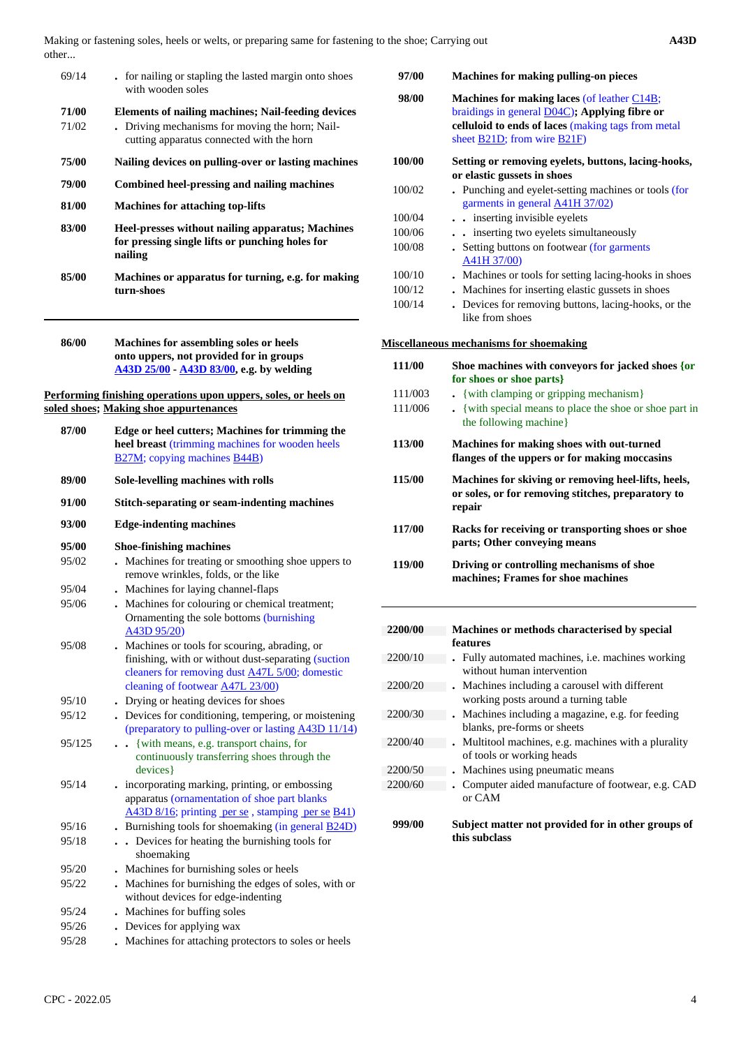| | |
|---|---|
| 69/14 | . for nailing or stapling the lasted margin onto shoes with wooden soles |
| **71/00** | **Elements of nailing machines; Nail-feeding devices** |
| 71/02 | . Driving mechanisms for moving the horn; Nail-cutting apparatus connected with the horn |
| **75/00** | **Nailing devices on pulling-over or lasting machines** |
| **79/00** | **Combined heel-pressing and nailing machines** |
| **81/00** | **Machines for attaching top-lifts** |
| **83/00** | **Heel-presses without nailing apparatus; Machines for pressing single lifts or punching holes for nailing** |
| **85/00** | **Machines or apparatus for turning, e.g. for making turn-shoes** |

| | |
|---|---|
| **86/00** | **Machines for assembling soles or heels onto uppers, not provided for in groups A43D 25/00 - A43D 83/00, e.g. by welding** |

**Performing finishing operations upon uppers, soles, or heels on soled shoes; Making shoe appurtenances**

| | |
|---|---|
| **87/00** | **Edge or heel cutters; Machines for trimming the heel breast** (trimming machines for wooden heels B27M; copying machines B44B) |
| **89/00** | **Sole-levelling machines with rolls** |
| **91/00** | **Stitch-separating or seam-indenting machines** |
| **93/00** | **Edge-indenting machines** |
| **95/00** | **Shoe-finishing machines** |
| 95/02 | . Machines for treating or smoothing shoe uppers to remove wrinkles, folds, or the like |
| 95/04 | . Machines for laying channel-flaps |
| 95/06 | . Machines for colouring or chemical treatment; Ornamenting the sole bottoms (burnishing A43D 95/20) |
| 95/08 | . Machines or tools for scouring, abrading, or finishing, with or without dust-separating (suction cleaners for removing dust A47L 5/00; domestic cleaning of footwear A47L 23/00) |
| 95/10 | . Drying or heating devices for shoes |
| 95/12 | . Devices for conditioning, tempering, or moistening (preparatory to pulling-over or lasting A43D 11/14) |
| 95/125 | . . {with means, e.g. transport chains, for continuously transferring shoes through the devices} |
| 95/14 | . incorporating marking, printing, or embossing apparatus (ornamentation of shoe part blanks A43D 8/16; printing per se , stamping per se B41) |
| 95/16 | . Burnishing tools for shoemaking (in general B24D) |
| 95/18 | . . Devices for heating the burnishing tools for shoemaking |
| 95/20 | . Machines for burnishing soles or heels |
| 95/22 | . Machines for burnishing the edges of soles, with or without devices for edge-indenting |
| 95/24 | . Machines for buffing soles |
| 95/26 | . Devices for applying wax |
| 95/28 | . Machines for attaching protectors to soles or heels |
| **97/00** | **Machines for making pulling-on pieces** |
| **98/00** | **Machines for making laces** (of leather C14B; braidings in general D04C)**; Applying fibre or celluloid to ends of laces** (making tags from metal sheet B21D; from wire B21F) |
| **100/00** | **Setting or removing eyelets, buttons, lacing-hooks, or elastic gussets in shoes** |
| 100/02 | . Punching and eyelet-setting machines or tools (for garments in general A41H 37/02) |
| 100/04 | . . inserting invisible eyelets |
| 100/06 | . . inserting two eyelets simultaneously |
| 100/08 | . Setting buttons on footwear (for garments A41H 37/00) |
| 100/10 | . Machines or tools for setting lacing-hooks in shoes |
| 100/12 | . Machines for inserting elastic gussets in shoes |
| 100/14 | . Devices for removing buttons, lacing-hooks, or the like from shoes |

**Miscellaneous mechanisms for shoemaking**

| | |
|---|---|
| **111/00** | **Shoe machines with conveyors for jacked shoes {or for shoes or shoe parts}** |
| 111/003 | . {with clamping or gripping mechanism} |
| 111/006 | . {with special means to place the shoe or shoe part in the following machine} |
| **113/00** | **Machines for making shoes with out-turned flanges of the uppers or for making moccasins** |
| **115/00** | **Machines for skiving or removing heel-lifts, heels, or soles, or for removing stitches, preparatory to repair** |
| **117/00** | **Racks for receiving or transporting shoes or shoe parts; Other conveying means** |
| **119/00** | **Driving or controlling mechanisms of shoe machines; Frames for shoe machines** |

| | |
|---|---|
| **2200/00** | **Machines or methods characterised by special features** |
| 2200/10 | . Fully automated machines, i.e. machines working without human intervention |
| 2200/20 | . Machines including a carousel with different working posts around a turning table |
| 2200/30 | . Machines including a magazine, e.g. for feeding blanks, pre-forms or sheets |
| 2200/40 | . Multitool machines, e.g. machines with a plurality of tools or working heads |
| 2200/50 | . Machines using pneumatic means |
| 2200/60 | . Computer aided manufacture of footwear, e.g. CAD or CAM |
| **999/00** | **Subject matter not provided for in other groups of this subclass** |